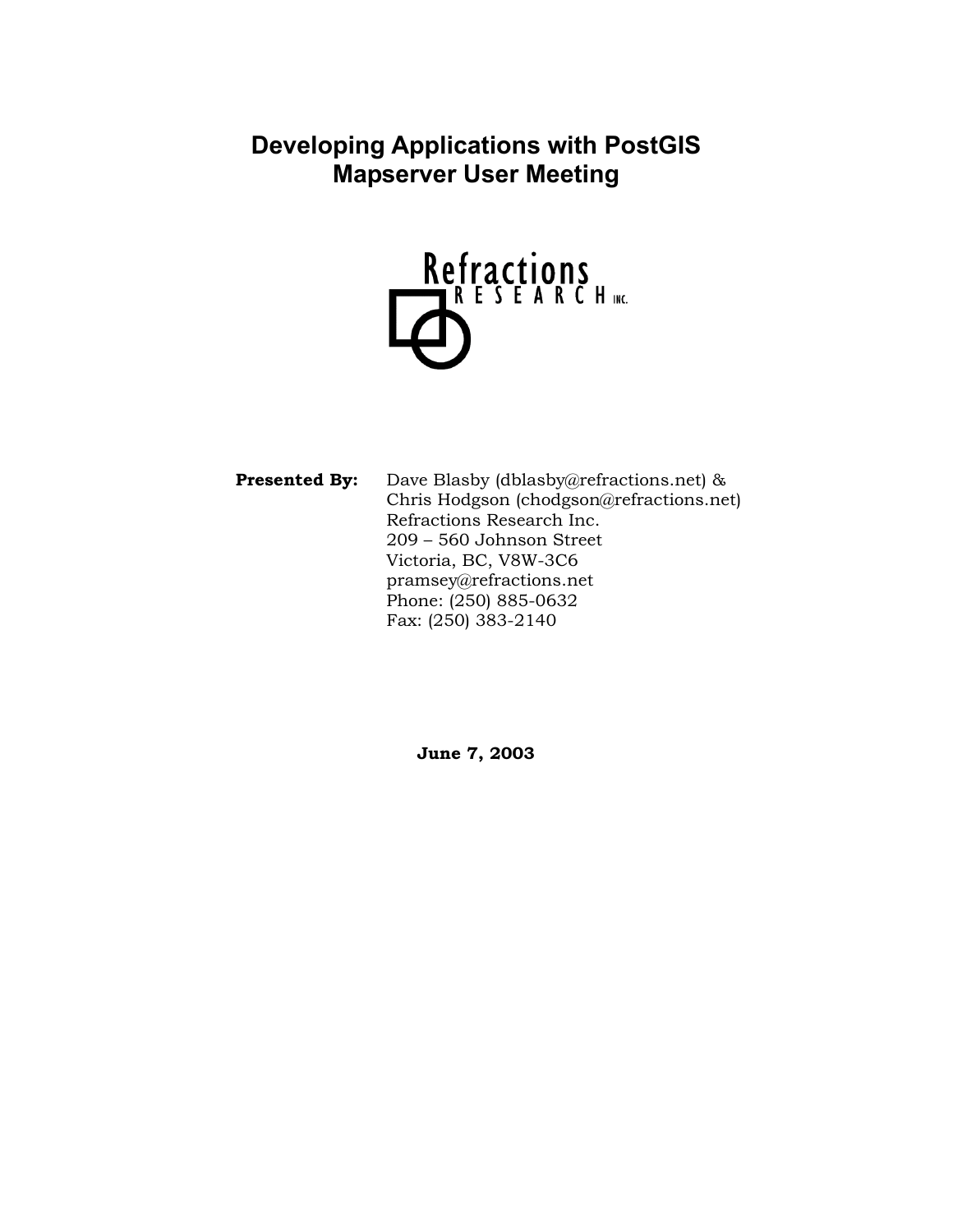# Developing Applications with PostGIS
# Mapserver User Meeting

Refractions RESEARCH INC.

**Presented By:** Dave Blasby (dblasby@refractions.net) &
Chris Hodgson (chodgson@refractions.net)
Refractions Research Inc.
209 – 560 Johnson Street
Victoria, BC, V8W-3C6
pramsey@refractions.net
Phone: (250) 885-0632
Fax: (250) 383-2140

**June 7, 2003**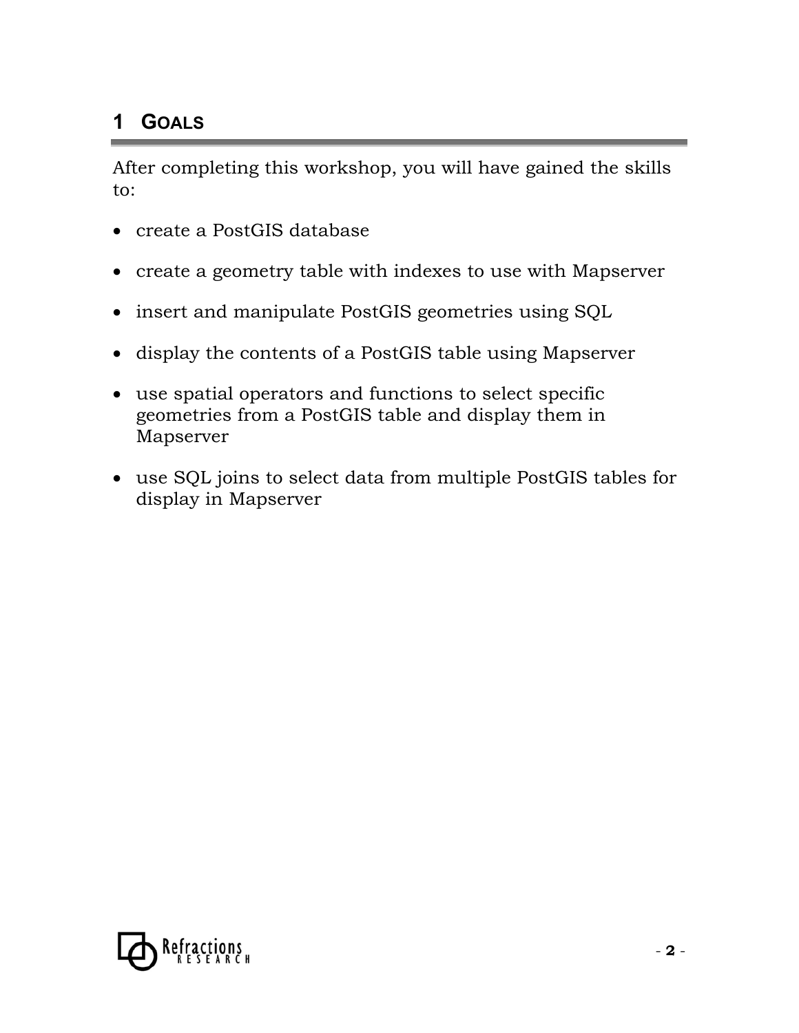# 1 GOALS

After completing this workshop, you will have gained the skills to:

- create a PostGIS database
- create a geometry table with indexes to use with Mapserver
- insert and manipulate PostGIS geometries using SQL
- display the contents of a PostGIS table using Mapserver
- use spatial operators and functions to select specific geometries from a PostGIS table and display them in Mapserver
- use SQL joins to select data from multiple PostGIS tables for display in Mapserver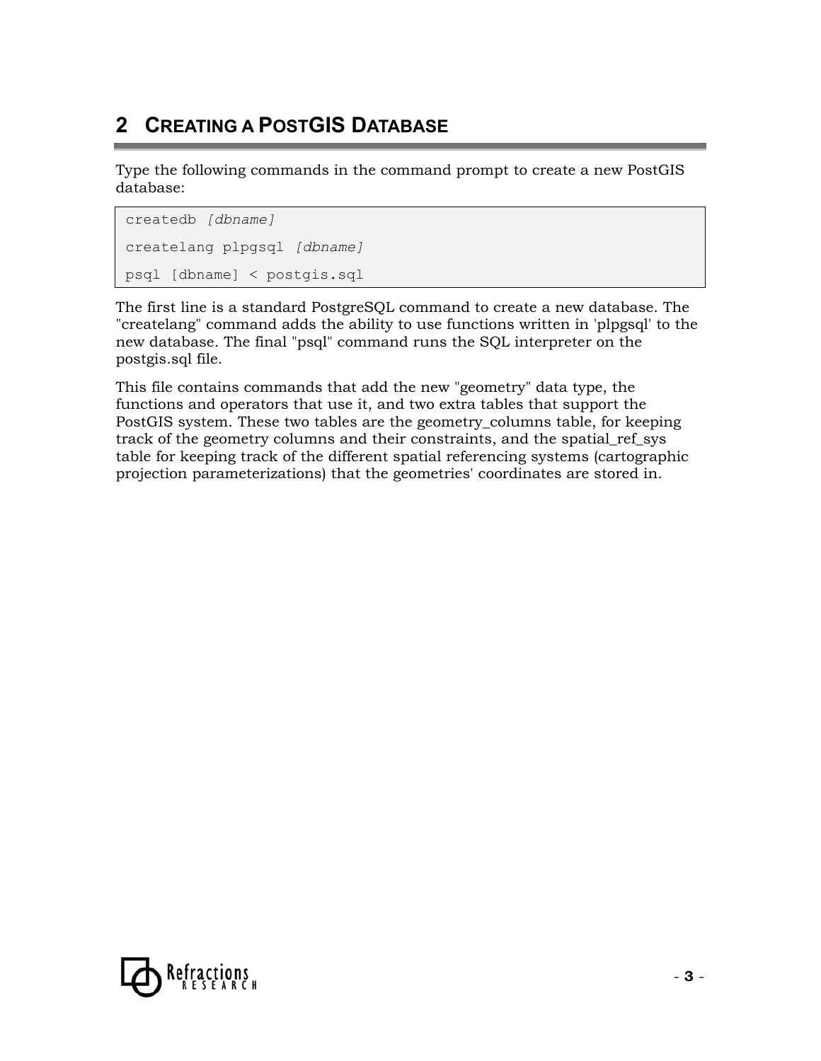## 2 CREATING A POSTGIS DATABASE

Type the following commands in the command prompt to create a new PostGIS database:

```
createdb [dbname]

createlang plpgsql [dbname]

psql [dbname] < postgis.sql
```

The first line is a standard PostgreSQL command to create a new database. The "createlang" command adds the ability to use functions written in 'plpgsql' to the new database. The final "psql" command runs the SQL interpreter on the postgis.sql file.

This file contains commands that add the new "geometry" data type, the functions and operators that use it, and two extra tables that support the PostGIS system. These two tables are the geometry_columns table, for keeping track of the geometry columns and their constraints, and the spatial_ref_sys table for keeping track of the different spatial referencing systems (cartographic projection parameterizations) that the geometries' coordinates are stored in.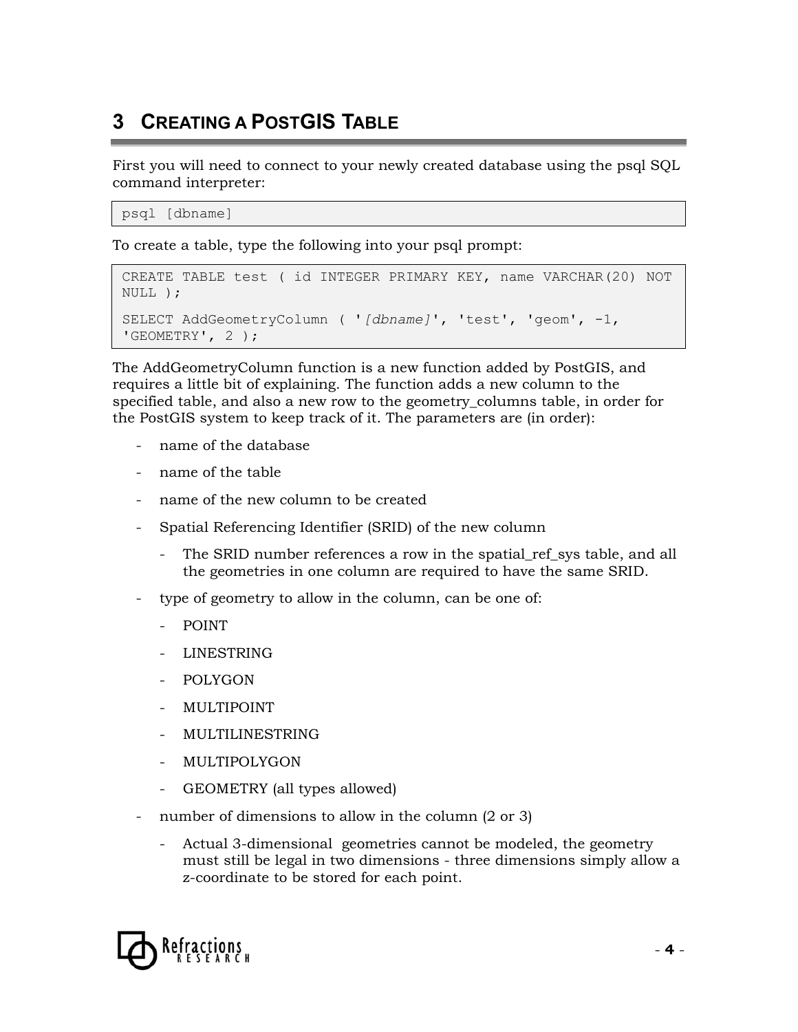# 3 CREATING A POSTGIS TABLE

First you will need to connect to your newly created database using the psql SQL command interpreter:

```
psql [dbname]
```

To create a table, type the following into your psql prompt:

```
CREATE TABLE test ( id INTEGER PRIMARY KEY, name VARCHAR(20) NOT NULL );

SELECT AddGeometryColumn ( '[dbname]', 'test', 'geom', -1, 'GEOMETRY', 2 );
```

The AddGeometryColumn function is a new function added by PostGIS, and requires a little bit of explaining. The function adds a new column to the specified table, and also a new row to the geometry_columns table, in order for the PostGIS system to keep track of it. The parameters are (in order):

- name of the database
- name of the table
- name of the new column to be created
- Spatial Referencing Identifier (SRID) of the new column
  - The SRID number references a row in the spatial_ref_sys table, and all the geometries in one column are required to have the same SRID.
- type of geometry to allow in the column, can be one of:
  - POINT
  - LINESTRING
  - POLYGON
  - MULTIPOINT
  - MULTILINESTRING
  - MULTIPOLYGON
  - GEOMETRY (all types allowed)
- number of dimensions to allow in the column (2 or 3)
  - Actual 3-dimensional geometries cannot be modeled, the geometry must still be legal in two dimensions - three dimensions simply allow a z-coordinate to be stored for each point.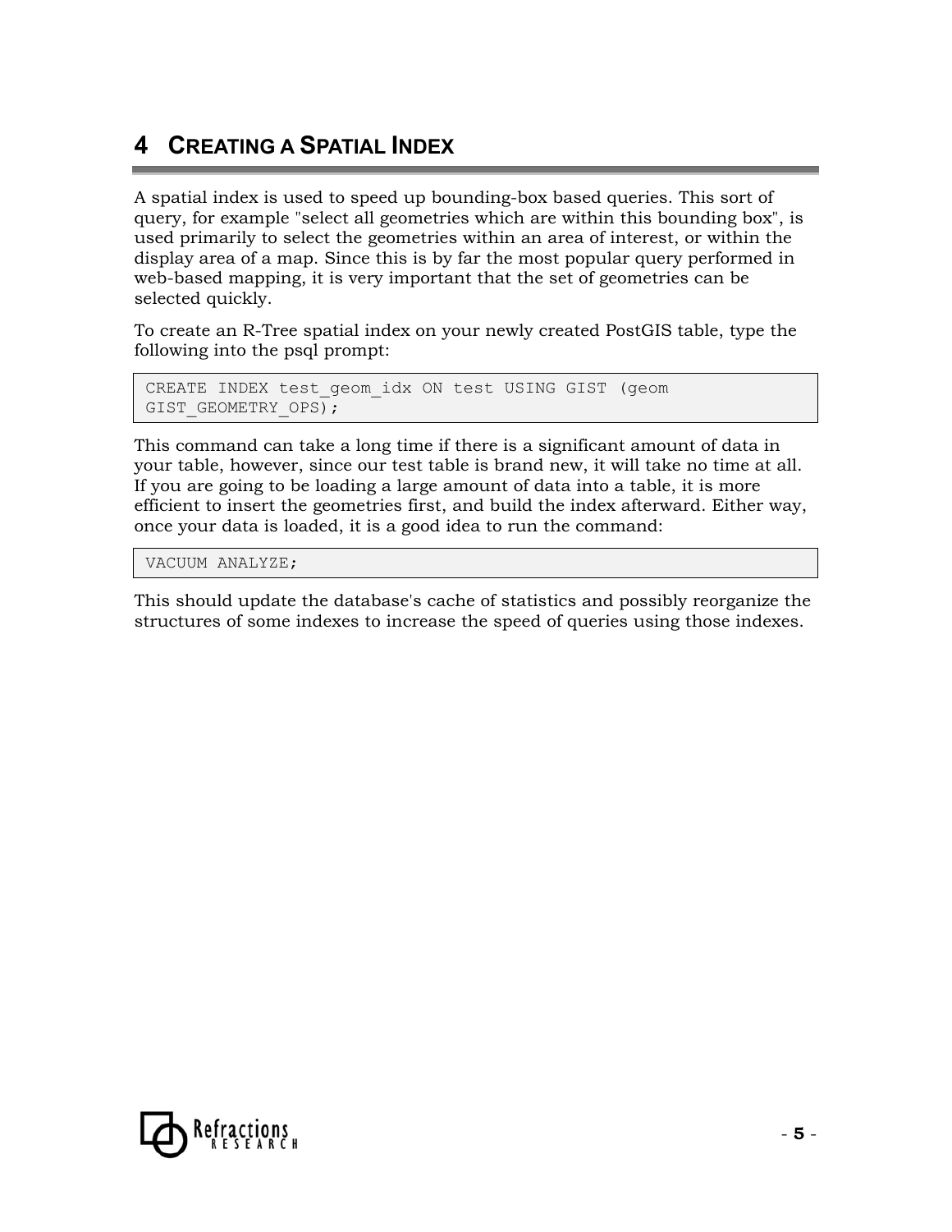# 4 CREATING A SPATIAL INDEX

A spatial index is used to speed up bounding-box based queries. This sort of query, for example "select all geometries which are within this bounding box", is used primarily to select the geometries within an area of interest, or within the display area of a map. Since this is by far the most popular query performed in web-based mapping, it is very important that the set of geometries can be selected quickly.

To create an R-Tree spatial index on your newly created PostGIS table, type the following into the psql prompt:

```
CREATE INDEX test_geom_idx ON test USING GIST (geom
GIST_GEOMETRY_OPS);
```

This command can take a long time if there is a significant amount of data in your table, however, since our test table is brand new, it will take no time at all. If you are going to be loading a large amount of data into a table, it is more efficient to insert the geometries first, and build the index afterward. Either way, once your data is loaded, it is a good idea to run the command:

```
VACUUM ANALYZE;
```

This should update the database's cache of statistics and possibly reorganize the structures of some indexes to increase the speed of queries using those indexes.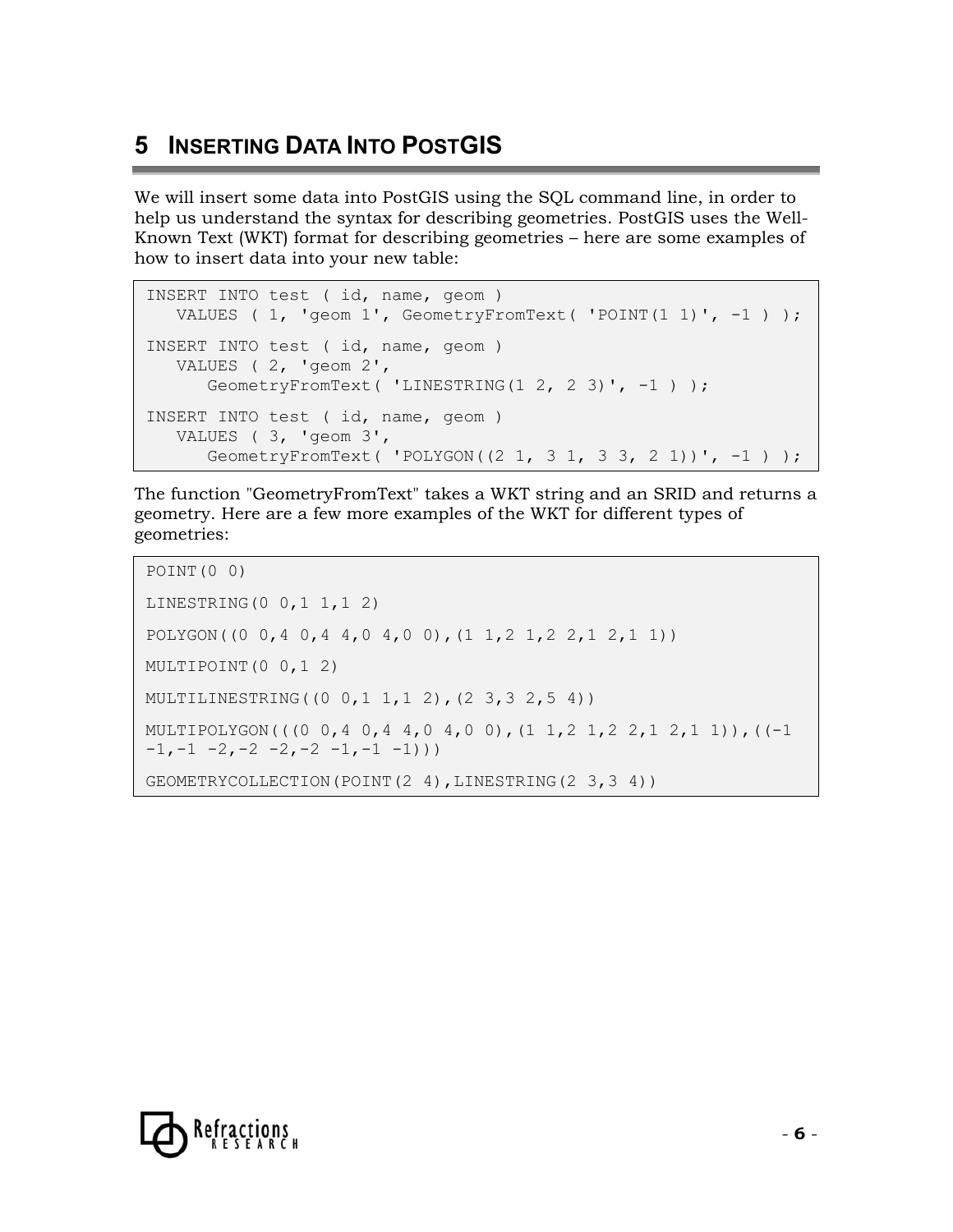# 5 Inserting Data Into PostGIS

We will insert some data into PostGIS using the SQL command line, in order to help us understand the syntax for describing geometries. PostGIS uses the Well-Known Text (WKT) format for describing geometries – here are some examples of how to insert data into your new table:

```
INSERT INTO test ( id, name, geom )
   VALUES ( 1, 'geom 1', GeometryFromText( 'POINT(1 1)', -1 ) );

INSERT INTO test ( id, name, geom )
   VALUES ( 2, 'geom 2',
      GeometryFromText( 'LINESTRING(1 2, 2 3)', -1 ) );

INSERT INTO test ( id, name, geom )
   VALUES ( 3, 'geom 3',
      GeometryFromText( 'POLYGON((2 1, 3 1, 3 3, 2 1))', -1 ) );
```

The function "GeometryFromText" takes a WKT string and an SRID and returns a geometry. Here are a few more examples of the WKT for different types of geometries:

```
POINT(0 0)

LINESTRING(0 0,1 1,1 2)

POLYGON((0 0,4 0,4 4,0 4,0 0),(1 1,2 1,2 2,1 2,1 1))

MULTIPOINT(0 0,1 2)

MULTILINESTRING((0 0,1 1,1 2),(2 3,3 2,5 4))

MULTIPOLYGON(((0 0,4 0,4 4,0 4,0 0),(1 1,2 1,2 2,1 2,1 1)),((-1
-1,-1 -2,-2 -2,-2 -1,-1 -1)))

GEOMETRYCOLLECTION(POINT(2 4),LINESTRING(2 3,3 4))
```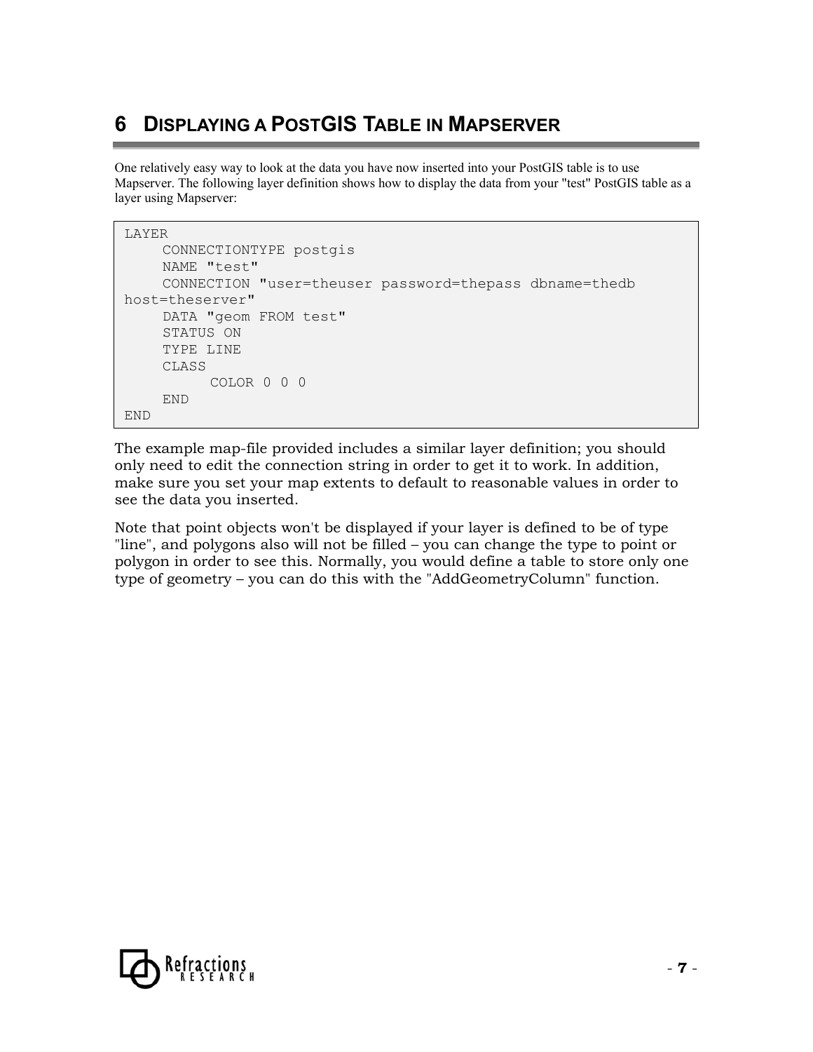# 6 DISPLAYING A POSTGIS TABLE IN MAPSERVER

One relatively easy way to look at the data you have now inserted into your PostGIS table is to use Mapserver. The following layer definition shows how to display the data from your "test" PostGIS table as a layer using Mapserver:

```
LAYER
     CONNECTIONTYPE postgis
     NAME "test"
     CONNECTION "user=theuser password=thepass dbname=thedb
host=theserver"
     DATA "geom FROM test"
     STATUS ON
     TYPE LINE
     CLASS
          COLOR 0 0 0
     END
END
```

The example map-file provided includes a similar layer definition; you should only need to edit the connection string in order to get it to work. In addition, make sure you set your map extents to default to reasonable values in order to see the data you inserted.

Note that point objects won't be displayed if your layer is defined to be of type "line", and polygons also will not be filled – you can change the type to point or polygon in order to see this. Normally, you would define a table to store only one type of geometry – you can do this with the "AddGeometryColumn" function.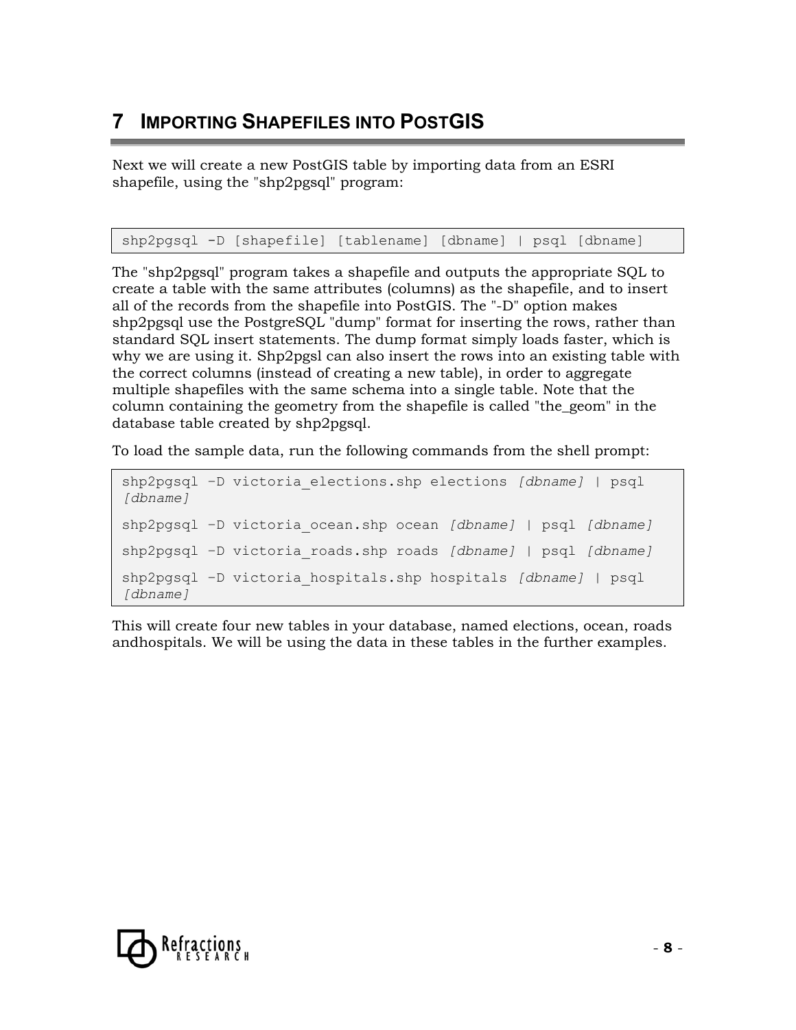# 7 IMPORTING SHAPEFILES INTO POSTGIS

Next we will create a new PostGIS table by importing data from an ESRI shapefile, using the "shp2pgsql" program:

```
shp2pgsql -D [shapefile] [tablename] [dbname] | psql [dbname]
```

The "shp2pgsql" program takes a shapefile and outputs the appropriate SQL to create a table with the same attributes (columns) as the shapefile, and to insert all of the records from the shapefile into PostGIS. The "-D" option makes shp2pgsql use the PostgreSQL "dump" format for inserting the rows, rather than standard SQL insert statements. The dump format simply loads faster, which is why we are using it. Shp2pgsl can also insert the rows into an existing table with the correct columns (instead of creating a new table), in order to aggregate multiple shapefiles with the same schema into a single table. Note that the column containing the geometry from the shapefile is called "the_geom" in the database table created by shp2pgsql.

To load the sample data, run the following commands from the shell prompt:

```
shp2pgsql –D victoria_elections.shp elections [dbname] | psql
[dbname]

shp2pgsql –D victoria_ocean.shp ocean [dbname] | psql [dbname]

shp2pgsql –D victoria_roads.shp roads [dbname] | psql [dbname]

shp2pgsql –D victoria_hospitals.shp hospitals [dbname] | psql
[dbname]
```

This will create four new tables in your database, named elections, ocean, roads andhospitals. We will be using the data in these tables in the further examples.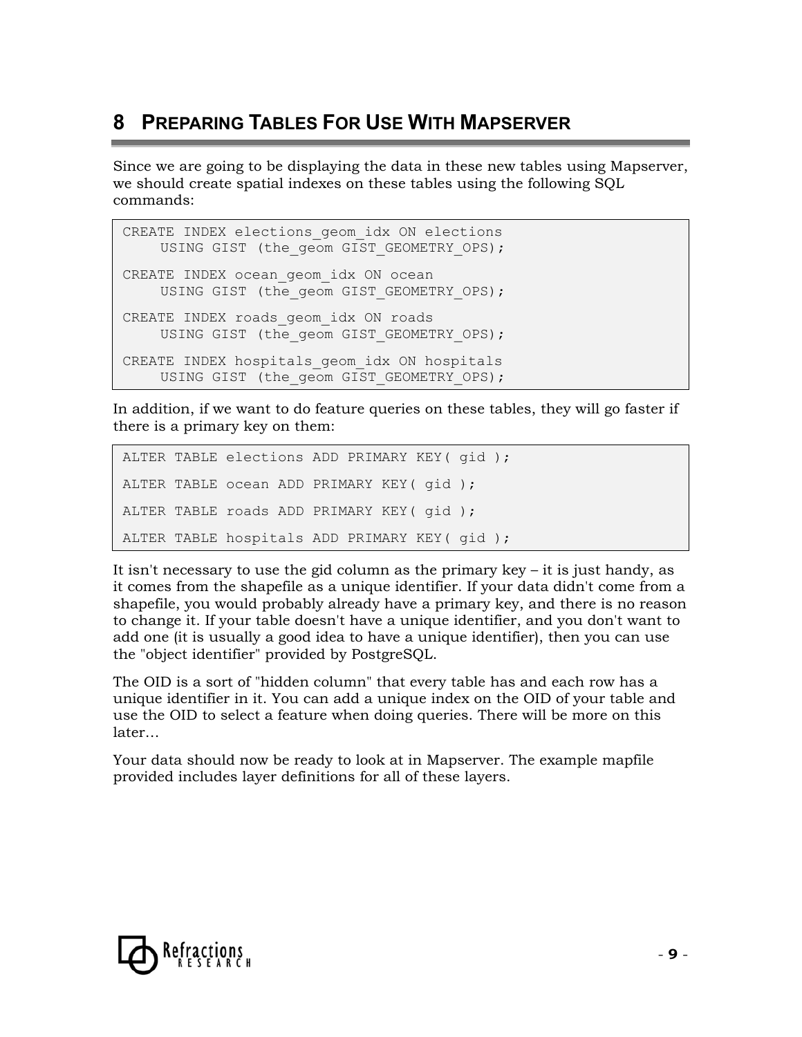# 8 PREPARING TABLES FOR USE WITH MAPSERVER

Since we are going to be displaying the data in these new tables using Mapserver, we should create spatial indexes on these tables using the following SQL commands:

```
CREATE INDEX elections_geom_idx ON elections
    USING GIST (the_geom GIST_GEOMETRY_OPS);

CREATE INDEX ocean_geom_idx ON ocean
    USING GIST (the_geom GIST_GEOMETRY_OPS);

CREATE INDEX roads_geom_idx ON roads
    USING GIST (the_geom GIST_GEOMETRY_OPS);

CREATE INDEX hospitals_geom_idx ON hospitals
    USING GIST (the_geom GIST_GEOMETRY_OPS);
```

In addition, if we want to do feature queries on these tables, they will go faster if there is a primary key on them:

```
ALTER TABLE elections ADD PRIMARY KEY( gid );

ALTER TABLE ocean ADD PRIMARY KEY( gid );

ALTER TABLE roads ADD PRIMARY KEY( gid );

ALTER TABLE hospitals ADD PRIMARY KEY( gid );
```

It isn't necessary to use the gid column as the primary key – it is just handy, as it comes from the shapefile as a unique identifier. If your data didn't come from a shapefile, you would probably already have a primary key, and there is no reason to change it. If your table doesn't have a unique identifier, and you don't want to add one (it is usually a good idea to have a unique identifier), then you can use the "object identifier" provided by PostgreSQL.

The OID is a sort of "hidden column" that every table has and each row has a unique identifier in it. You can add a unique index on the OID of your table and use the OID to select a feature when doing queries. There will be more on this later…

Your data should now be ready to look at in Mapserver. The example mapfile provided includes layer definitions for all of these layers.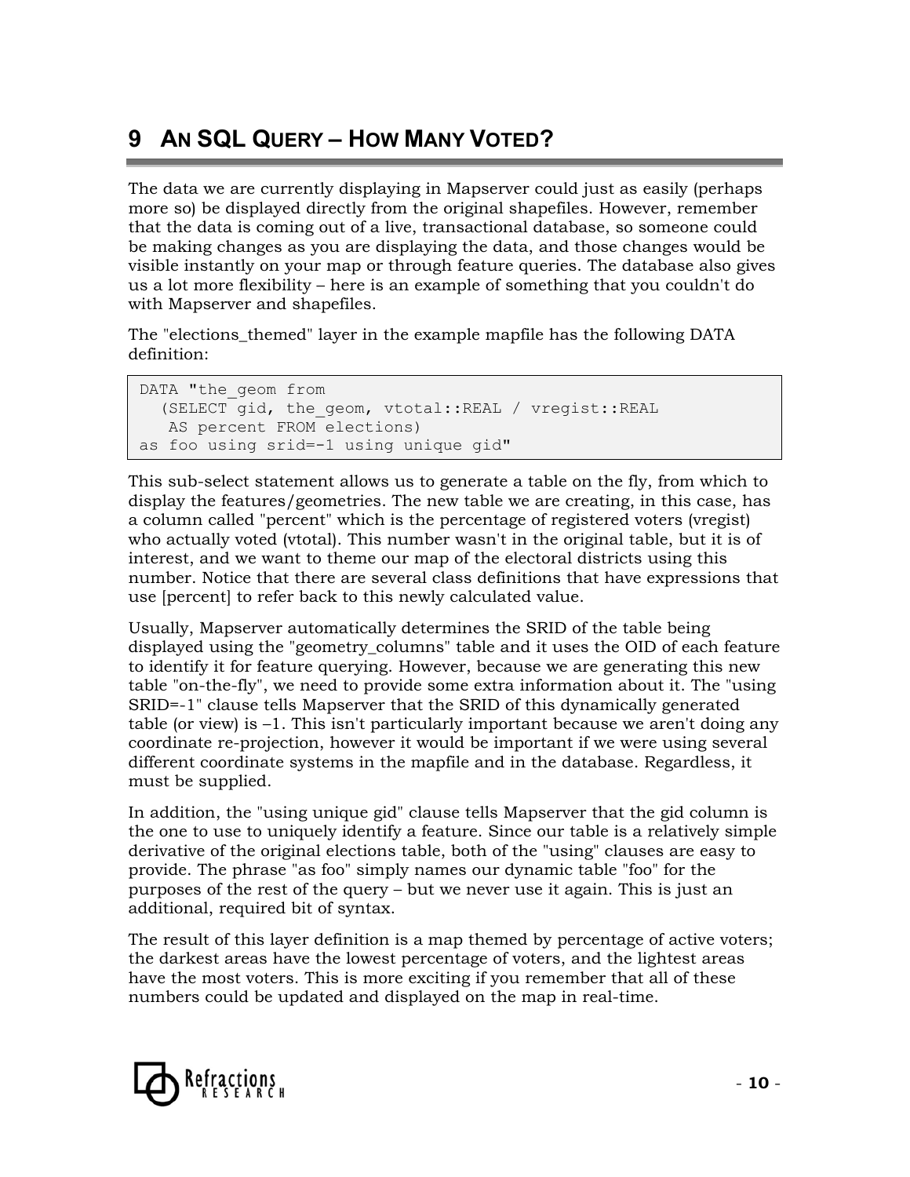# 9 AN SQL QUERY – HOW MANY VOTED?

The data we are currently displaying in Mapserver could just as easily (perhaps more so) be displayed directly from the original shapefiles. However, remember that the data is coming out of a live, transactional database, so someone could be making changes as you are displaying the data, and those changes would be visible instantly on your map or through feature queries. The database also gives us a lot more flexibility – here is an example of something that you couldn't do with Mapserver and shapefiles.

The "elections_themed" layer in the example mapfile has the following DATA definition:

```
DATA "the_geom from
   (SELECT gid, the_geom, vtotal::REAL / vregist::REAL
    AS percent FROM elections)
as foo using srid=-1 using unique gid"
```

This sub-select statement allows us to generate a table on the fly, from which to display the features/geometries. The new table we are creating, in this case, has a column called "percent" which is the percentage of registered voters (vregist) who actually voted (vtotal). This number wasn't in the original table, but it is of interest, and we want to theme our map of the electoral districts using this number. Notice that there are several class definitions that have expressions that use [percent] to refer back to this newly calculated value.

Usually, Mapserver automatically determines the SRID of the table being displayed using the "geometry_columns" table and it uses the OID of each feature to identify it for feature querying. However, because we are generating this new table "on-the-fly", we need to provide some extra information about it. The "using SRID=-1" clause tells Mapserver that the SRID of this dynamically generated table (or view) is –1. This isn't particularly important because we aren't doing any coordinate re-projection, however it would be important if we were using several different coordinate systems in the mapfile and in the database. Regardless, it must be supplied.

In addition, the "using unique gid" clause tells Mapserver that the gid column is the one to use to uniquely identify a feature. Since our table is a relatively simple derivative of the original elections table, both of the "using" clauses are easy to provide. The phrase "as foo" simply names our dynamic table "foo" for the purposes of the rest of the query – but we never use it again. This is just an additional, required bit of syntax.

The result of this layer definition is a map themed by percentage of active voters; the darkest areas have the lowest percentage of voters, and the lightest areas have the most voters. This is more exciting if you remember that all of these numbers could be updated and displayed on the map in real-time.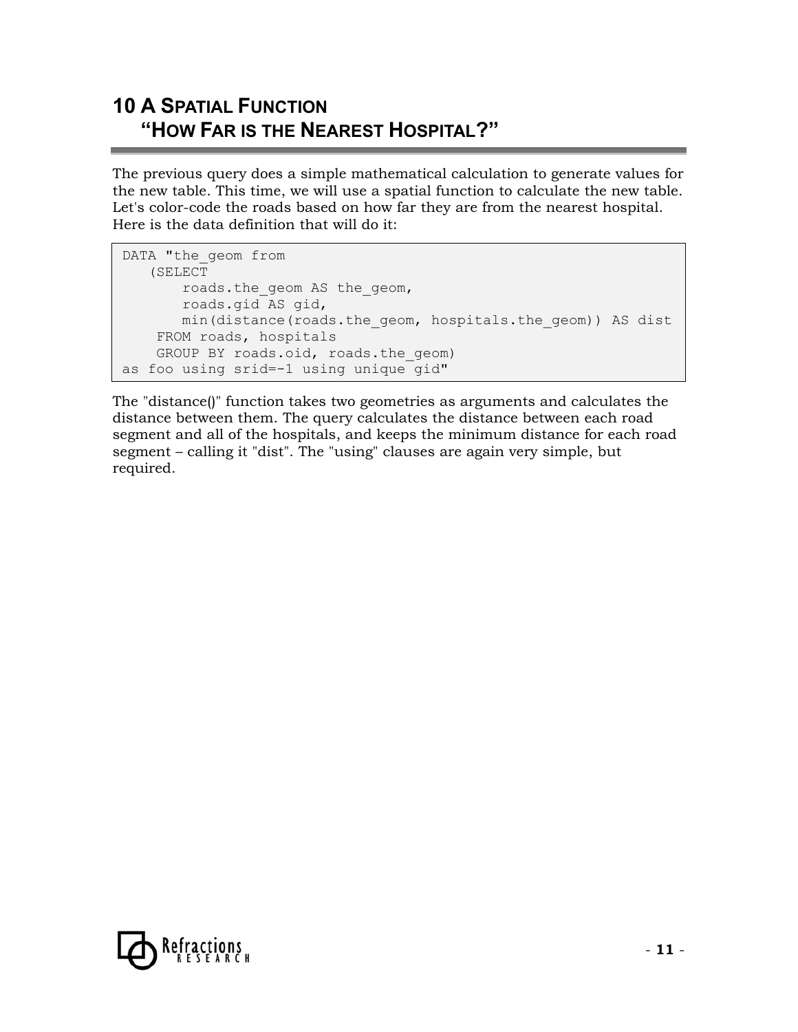# 10 A Spatial Function "How Far is the Nearest Hospital?"

The previous query does a simple mathematical calculation to generate values for the new table. This time, we will use a spatial function to calculate the new table. Let's color-code the roads based on how far they are from the nearest hospital. Here is the data definition that will do it:

```
DATA "the_geom from
   (SELECT
       roads.the_geom AS the_geom,
       roads.gid AS gid,
       min(distance(roads.the_geom, hospitals.the_geom)) AS dist
    FROM roads, hospitals
    GROUP BY roads.oid, roads.the_geom)
as foo using srid=-1 using unique gid"
```

The "distance()" function takes two geometries as arguments and calculates the distance between them. The query calculates the distance between each road segment and all of the hospitals, and keeps the minimum distance for each road segment – calling it "dist". The "using" clauses are again very simple, but required.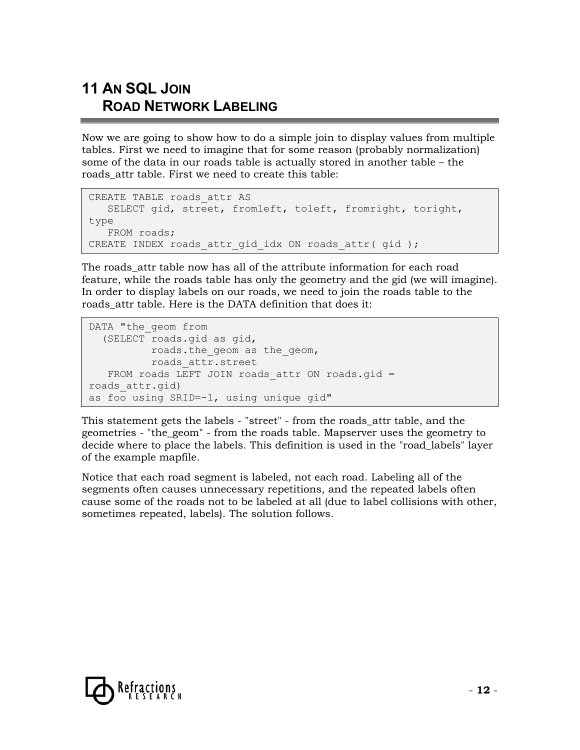# 11 An SQL Join
## Road Network Labeling

Now we are going to show how to do a simple join to display values from multiple tables. First we need to imagine that for some reason (probably normalization) some of the data in our roads table is actually stored in another table – the roads_attr table. First we need to create this table:

```
CREATE TABLE roads_attr AS
   SELECT gid, street, fromleft, toleft, fromright, toright,
type
   FROM roads;
CREATE INDEX roads_attr_gid_idx ON roads_attr( gid );
```

The roads_attr table now has all of the attribute information for each road feature, while the roads table has only the geometry and the gid (we will imagine). In order to display labels on our roads, we need to join the roads table to the roads_attr table. Here is the DATA definition that does it:

```
DATA "the_geom from
  (SELECT roads.gid as gid,
          roads.the_geom as the_geom,
          roads_attr.street
   FROM roads LEFT JOIN roads_attr ON roads.gid =
roads_attr.gid)
as foo using SRID=-1, using unique gid"
```

This statement gets the labels - "street" - from the roads_attr table, and the geometries - "the_geom" - from the roads table. Mapserver uses the geometry to decide where to place the labels. This definition is used in the "road_labels" layer of the example mapfile.

Notice that each road segment is labeled, not each road. Labeling all of the segments often causes unnecessary repetitions, and the repeated labels often cause some of the roads not to be labeled at all (due to label collisions with other, sometimes repeated, labels). The solution follows.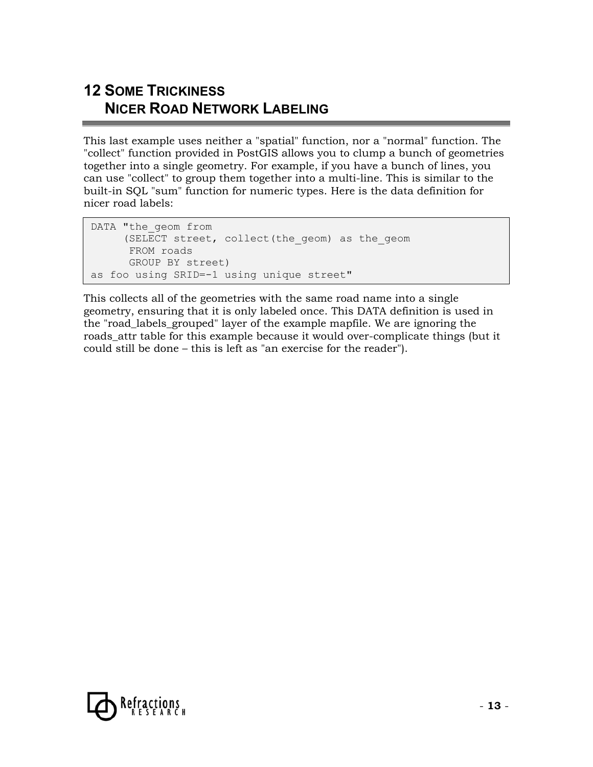# 12 Some Trickiness
## Nicer Road Network Labeling

This last example uses neither a "spatial" function, nor a "normal" function. The "collect" function provided in PostGIS allows you to clump a bunch of geometries together into a single geometry. For example, if you have a bunch of lines, you can use "collect" to group them together into a multi-line. This is similar to the built-in SQL "sum" function for numeric types. Here is the data definition for nicer road labels:

```
DATA "the_geom from
      (SELECT street, collect(the_geom) as the_geom
       FROM roads
       GROUP BY street)
as foo using SRID=-1 using unique street"
```

This collects all of the geometries with the same road name into a single geometry, ensuring that it is only labeled once. This DATA definition is used in the "road_labels_grouped" layer of the example mapfile. We are ignoring the roads_attr table for this example because it would over-complicate things (but it could still be done – this is left as "an exercise for the reader").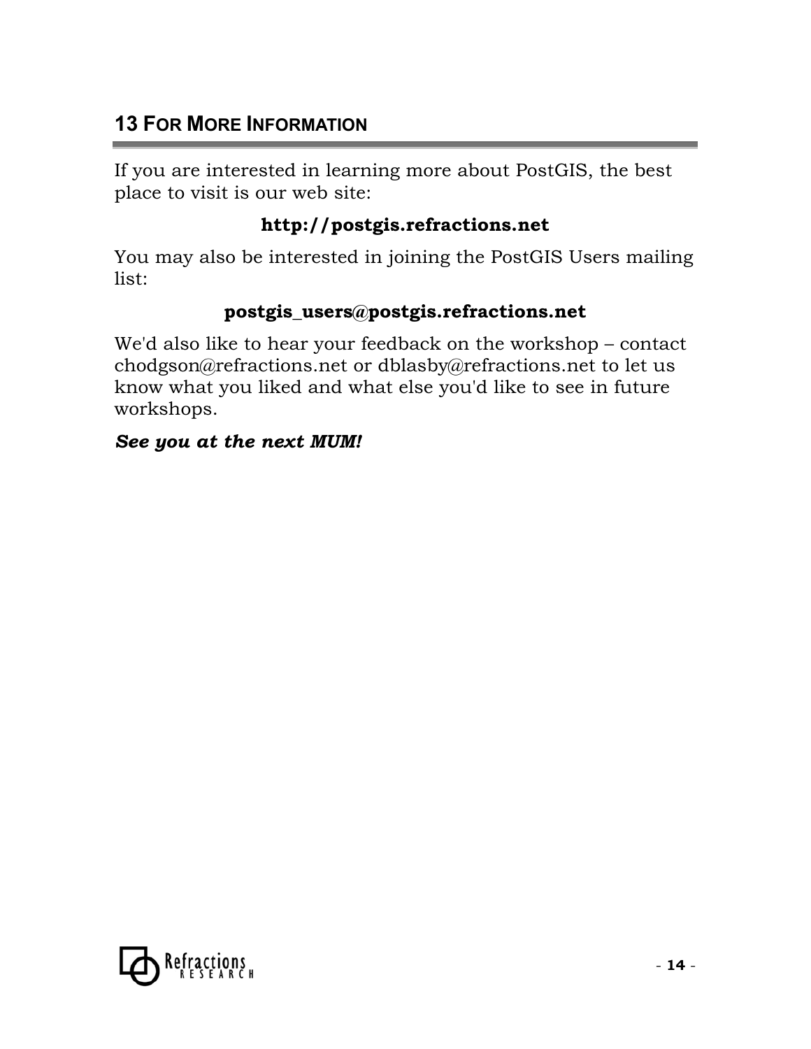## 13 For More Information

If you are interested in learning more about PostGIS, the best place to visit is our web site:

**http://postgis.refractions.net**

You may also be interested in joining the PostGIS Users mailing list:

**postgis_users@postgis.refractions.net**

We'd also like to hear your feedback on the workshop – contact chodgson@refractions.net or dblasby@refractions.net to let us know what you liked and what else you'd like to see in future workshops.

***See you at the next MUM!***